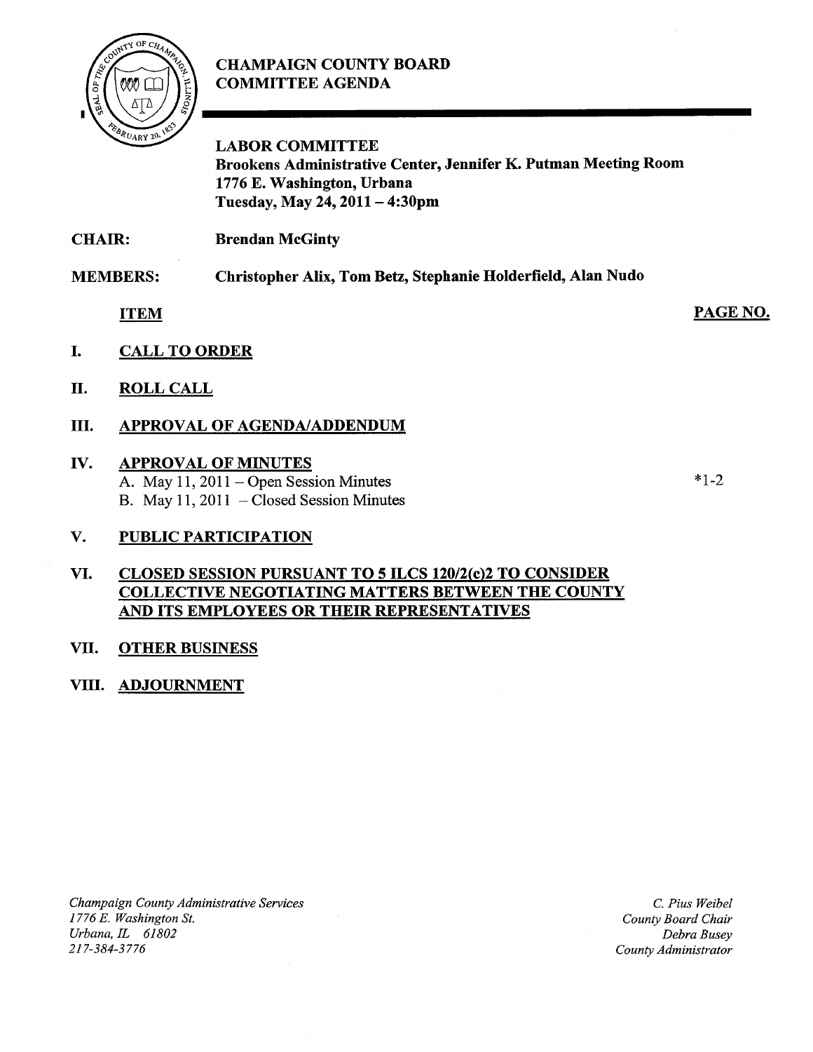# CHAMPAIGN COUNTY BOARD COMMITTEE AGENDA

## LABOR COMMITTEE

**Brookens Administrative Center, Jennifer K. Putman Meeting Room**
**1776 E. Washington, Urbana**
**Tuesday, May 24, 2011 – 4:30pm**

**CHAIR:** **Brendan McGinty**

**MEMBERS:** **Christopher Alix, Tom Betz, Stephanie Holderfield, Alan Nudo**

| ITEM | PAGE NO. |
|---|---|
| **I. CALL TO ORDER** | |
| **II. ROLL CALL** | |
| **III. APPROVAL OF AGENDA/ADDENDUM** | |
| **IV. APPROVAL OF MINUTES** | |
| A. May 11, 2011 – Open Session Minutes | *1-2 |
| B. May 11, 2011 – Closed Session Minutes | |
| **V. PUBLIC PARTICIPATION** | |
| **VI. CLOSED SESSION PURSUANT TO 5 ILCS 120/2(c)2 TO CONSIDER COLLECTIVE NEGOTIATING MATTERS BETWEEN THE COUNTY AND ITS EMPLOYEES OR THEIR REPRESENTATIVES** | |
| **VII. OTHER BUSINESS** | |
| **VIII. ADJOURNMENT** | |

*Champaign County Administrative Services*
*1776 E. Washington St.*
*Urbana, IL 61802*
*217-384-3776*

*C. Pius Weibel*
*County Board Chair*
*Debra Busey*
*County Administrator*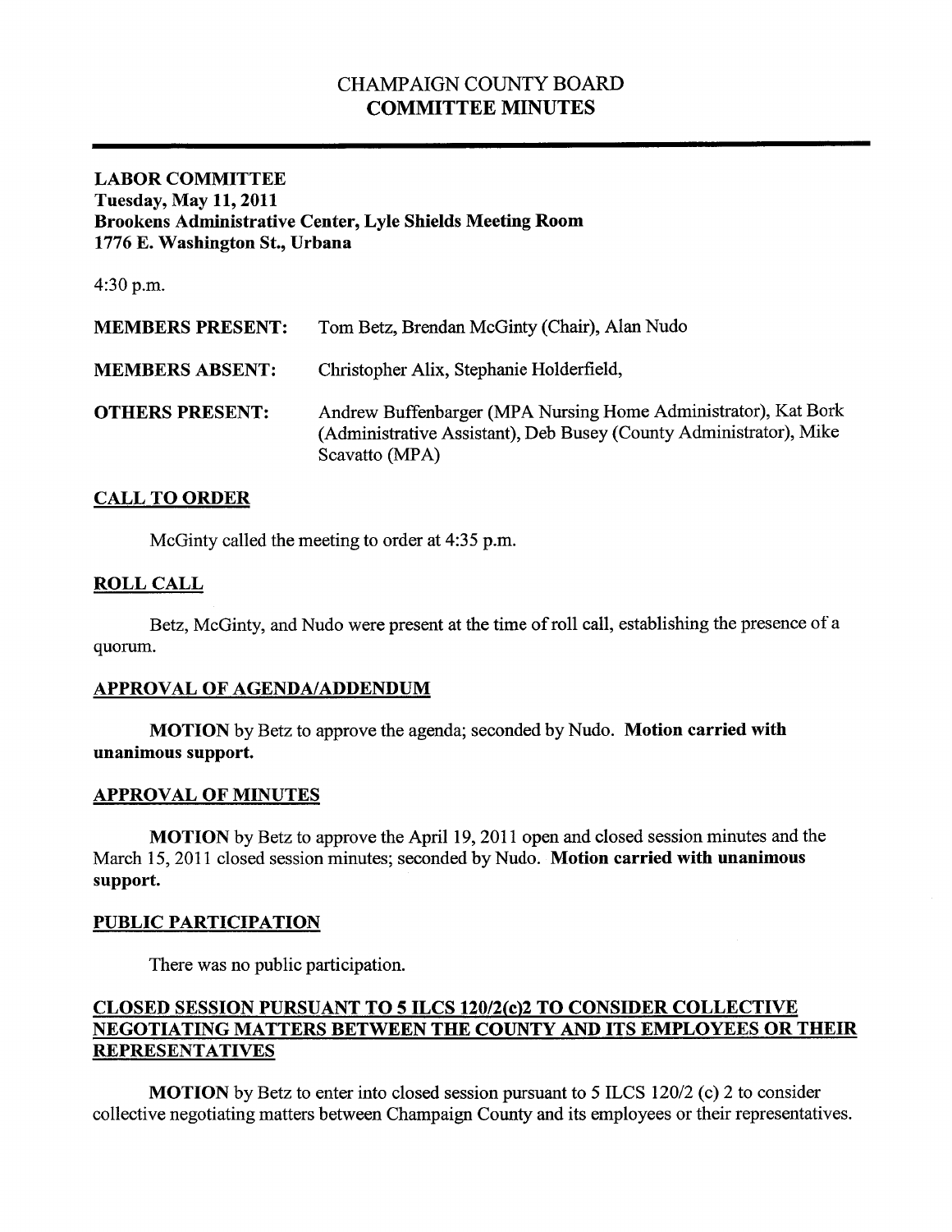# CHAMPAIGN COUNTY BOARD
# COMMITTEE MINUTES

---

**LABOR COMMITTEE**
**Tuesday, May 11, 2011**
**Brookens Administrative Center, Lyle Shields Meeting Room**
**1776 E. Washington St., Urbana**

4:30 p.m.

| | |
|---|---|
| **MEMBERS PRESENT:** | Tom Betz, Brendan McGinty (Chair), Alan Nudo |
| **MEMBERS ABSENT:** | Christopher Alix, Stephanie Holderfield, |
| **OTHERS PRESENT:** | Andrew Buffenbarger (MPA Nursing Home Administrator), Kat Bork (Administrative Assistant), Deb Busey (County Administrator), Mike Scavatto (MPA) |

## CALL TO ORDER

McGinty called the meeting to order at 4:35 p.m.

## ROLL CALL

Betz, McGinty, and Nudo were present at the time of roll call, establishing the presence of a quorum.

## APPROVAL OF AGENDA/ADDENDUM

**MOTION** by Betz to approve the agenda; seconded by Nudo. **Motion carried with unanimous support.**

## APPROVAL OF MINUTES

**MOTION** by Betz to approve the April 19, 2011 open and closed session minutes and the March 15, 2011 closed session minutes; seconded by Nudo. **Motion carried with unanimous support.**

## PUBLIC PARTICIPATION

There was no public participation.

## CLOSED SESSION PURSUANT TO 5 ILCS 120/2(c)2 TO CONSIDER COLLECTIVE NEGOTIATING MATTERS BETWEEN THE COUNTY AND ITS EMPLOYEES OR THEIR REPRESENTATIVES

**MOTION** by Betz to enter into closed session pursuant to 5 ILCS 120/2 (c) 2 to consider collective negotiating matters between Champaign County and its employees or their representatives.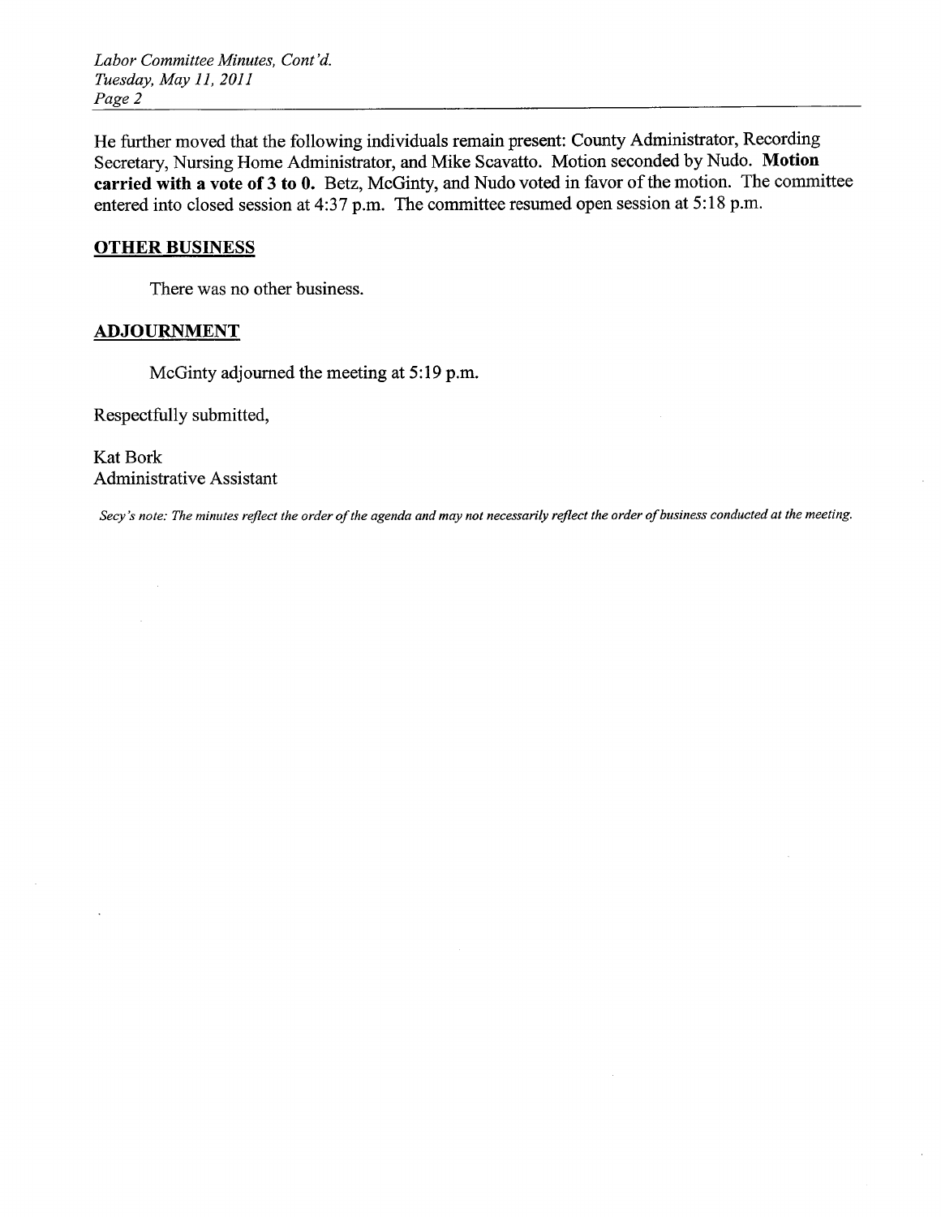He further moved that the following individuals remain present: County Administrator, Recording Secretary, Nursing Home Administrator, and Mike Scavatto. Motion seconded by Nudo. **Motion carried with a vote of 3 to 0.** Betz, McGinty, and Nudo voted in favor of the motion. The committee entered into closed session at 4:37 p.m. The committee resumed open session at 5:18 p.m.

## OTHER BUSINESS

There was no other business.

## ADJOURNMENT

McGinty adjourned the meeting at 5:19 p.m.

Respectfully submitted,

Kat Bork
Administrative Assistant

*Secy's note: The minutes reflect the order of the agenda and may not necessarily reflect the order of business conducted at the meeting.*